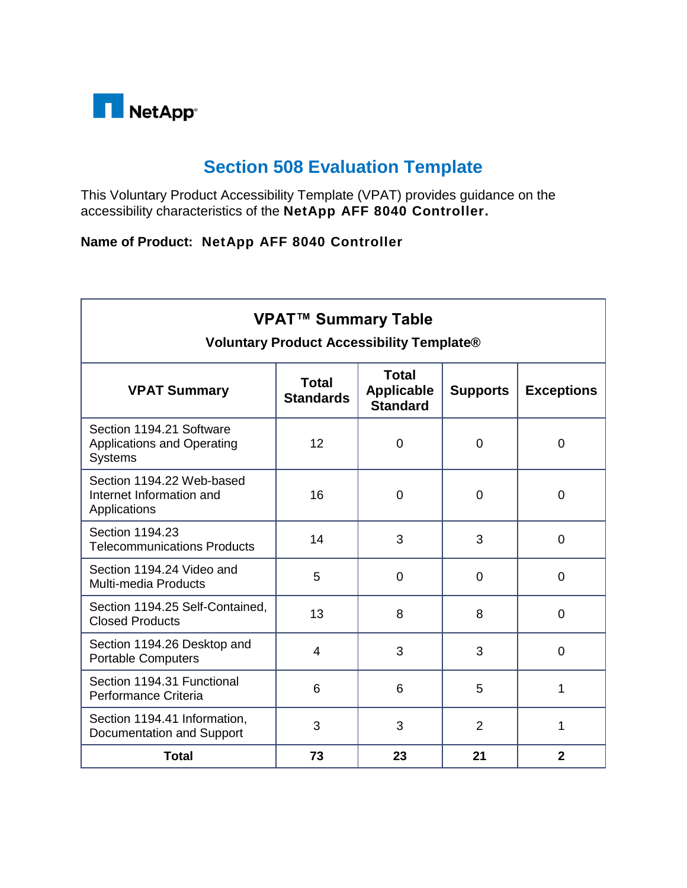NetApp

# Section 508 Evaluation Template

This Voluntary Product Accessibility Template (VPAT) provides guidance on the accessibility characteristics of the **NetApp AFF 8040 Controller.**

**Name of Product: NetApp AFF 8040 Controller**

**VPAT™ Summary Table**

**Voluntary Product Accessibility Template®**

| VPAT Summary | Total Standards | Total Applicable Standard | Supports | Exceptions |
|---|---|---|---|---|
| Section 1194.21 Software Applications and Operating Systems | 12 | 0 | 0 | 0 |
| Section 1194.22 Web-based Internet Information and Applications | 16 | 0 | 0 | 0 |
| Section 1194.23 Telecommunications Products | 14 | 3 | 3 | 0 |
| Section 1194.24 Video and Multi-media Products | 5 | 0 | 0 | 0 |
| Section 1194.25 Self-Contained, Closed Products | 13 | 8 | 8 | 0 |
| Section 1194.26 Desktop and Portable Computers | 4 | 3 | 3 | 0 |
| Section 1194.31 Functional Performance Criteria | 6 | 6 | 5 | 1 |
| Section 1194.41 Information, Documentation and Support | 3 | 3 | 2 | 1 |
| **Total** | **73** | **23** | **21** | **2** |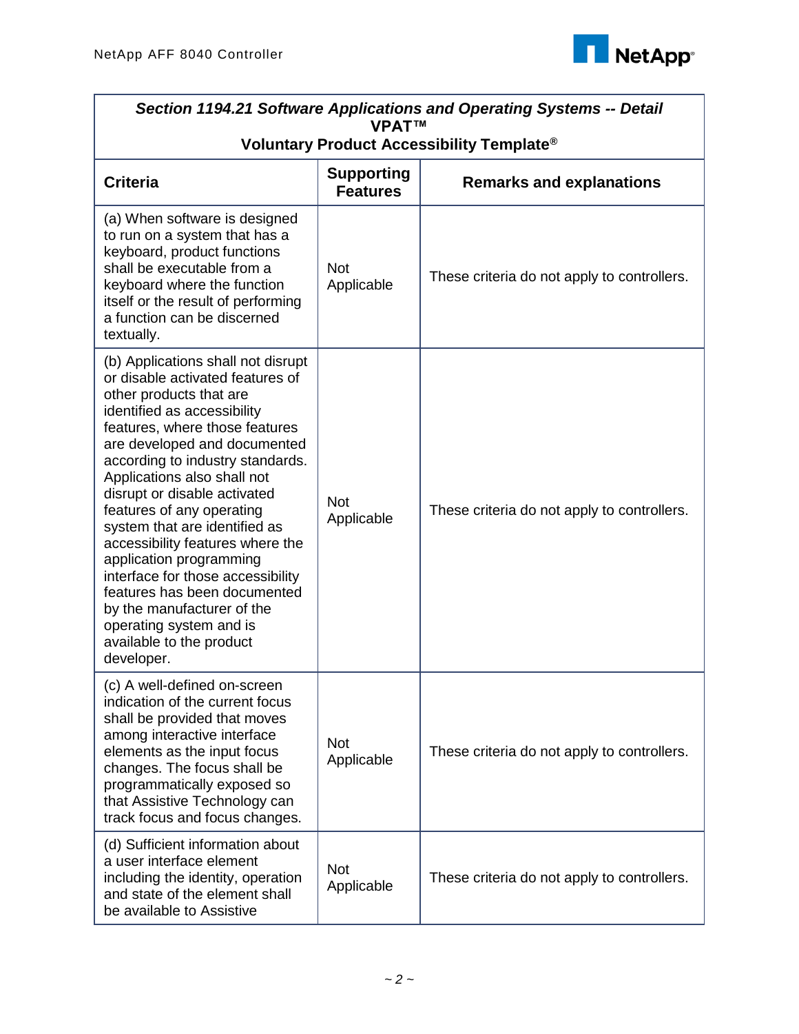| ***Section 1194.21 Software Applications and Operating Systems -- Detail*** **VPAT™** **Voluntary Product Accessibility Template®** | | |
|---|---|---|
| **Criteria** | **Supporting Features** | **Remarks and explanations** |
| (a) When software is designed to run on a system that has a keyboard, product functions shall be executable from a keyboard where the function itself or the result of performing a function can be discerned textually. | Not Applicable | These criteria do not apply to controllers. |
| (b) Applications shall not disrupt or disable activated features of other products that are identified as accessibility features, where those features are developed and documented according to industry standards. Applications also shall not disrupt or disable activated features of any operating system that are identified as accessibility features where the application programming interface for those accessibility features has been documented by the manufacturer of the operating system and is available to the product developer. | Not Applicable | These criteria do not apply to controllers. |
| (c) A well-defined on-screen indication of the current focus shall be provided that moves among interactive interface elements as the input focus changes. The focus shall be programmatically exposed so that Assistive Technology can track focus and focus changes. | Not Applicable | These criteria do not apply to controllers. |
| (d) Sufficient information about a user interface element including the identity, operation and state of the element shall be available to Assistive | Not Applicable | These criteria do not apply to controllers. |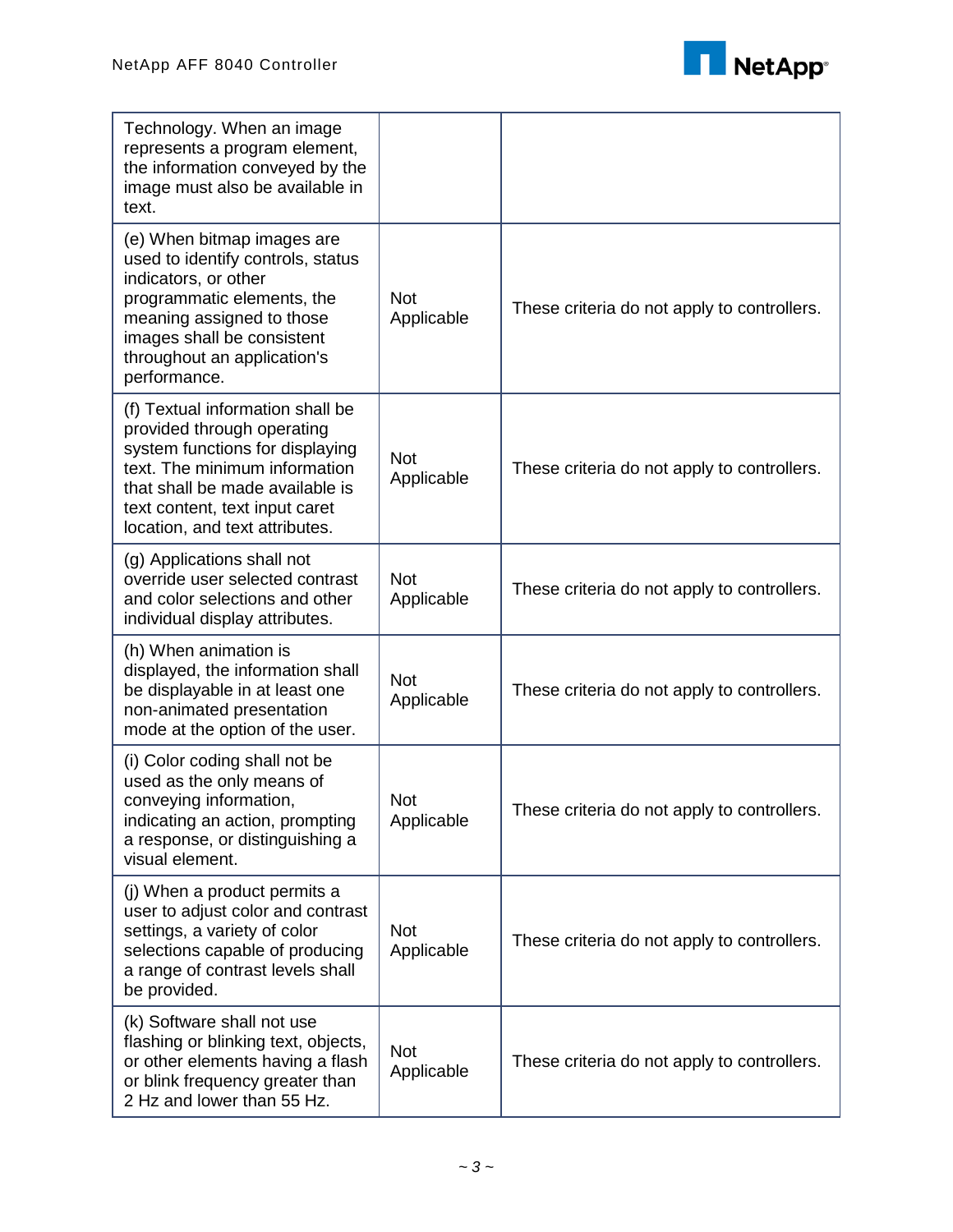| | | |
|---|---|---|
| Technology. When an image represents a program element, the information conveyed by the image must also be available in text. | | |
| (e) When bitmap images are used to identify controls, status indicators, or other programmatic elements, the meaning assigned to those images shall be consistent throughout an application's performance. | Not Applicable | These criteria do not apply to controllers. |
| (f) Textual information shall be provided through operating system functions for displaying text. The minimum information that shall be made available is text content, text input caret location, and text attributes. | Not Applicable | These criteria do not apply to controllers. |
| (g) Applications shall not override user selected contrast and color selections and other individual display attributes. | Not Applicable | These criteria do not apply to controllers. |
| (h) When animation is displayed, the information shall be displayable in at least one non-animated presentation mode at the option of the user. | Not Applicable | These criteria do not apply to controllers. |
| (i) Color coding shall not be used as the only means of conveying information, indicating an action, prompting a response, or distinguishing a visual element. | Not Applicable | These criteria do not apply to controllers. |
| (j) When a product permits a user to adjust color and contrast settings, a variety of color selections capable of producing a range of contrast levels shall be provided. | Not Applicable | These criteria do not apply to controllers. |
| (k) Software shall not use flashing or blinking text, objects, or other elements having a flash or blink frequency greater than 2 Hz and lower than 55 Hz. | Not Applicable | These criteria do not apply to controllers. |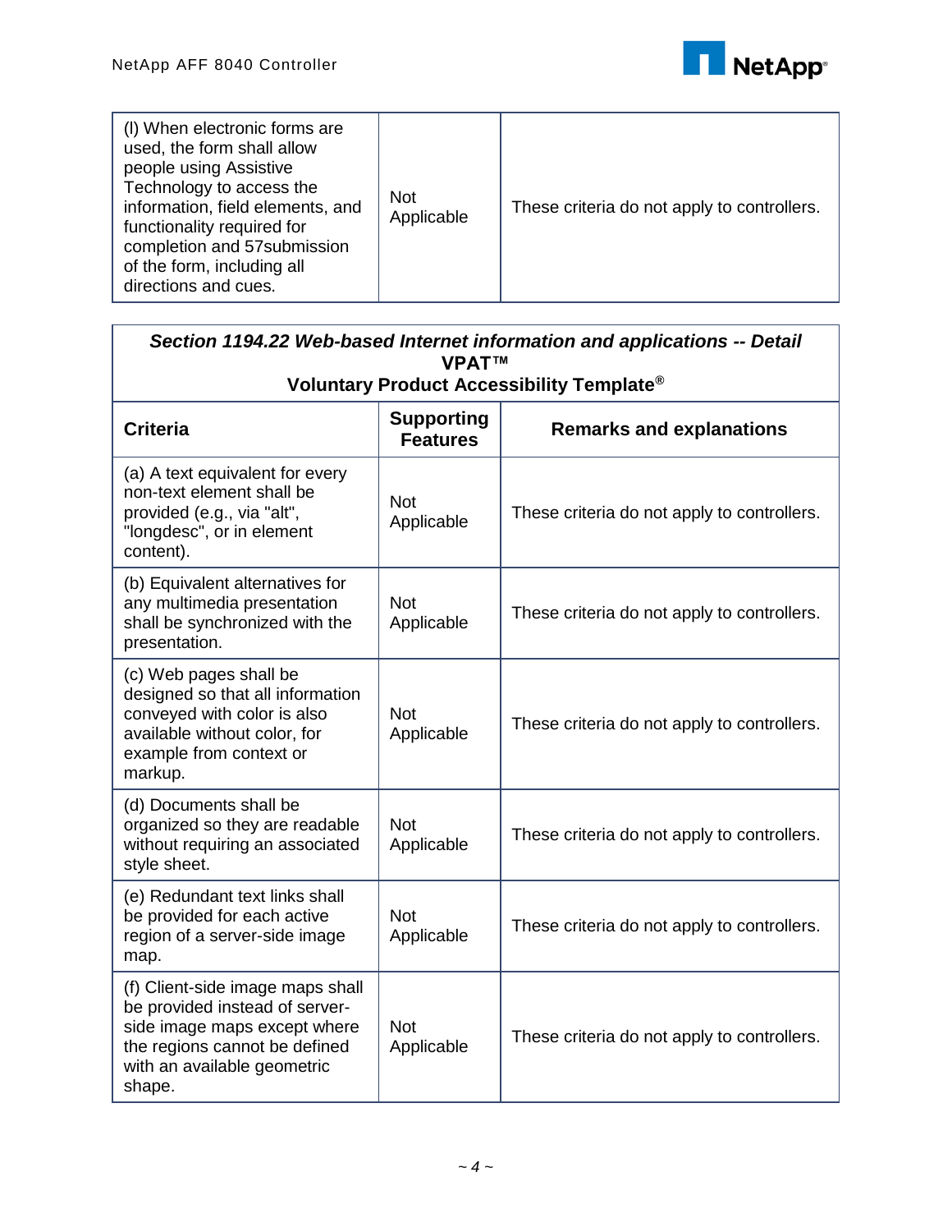| (l) When electronic forms are used, the form shall allow people using Assistive Technology to access the information, field elements, and functionality required for completion and 57submission of the form, including all directions and cues. | Not Applicable | These criteria do not apply to controllers. |
|---|---|---|

| ***Section 1194.22 Web-based Internet information and applications -- Detail*** **VPAT™** **Voluntary Product Accessibility Template®** | | |
|---|---|---|
| **Criteria** | **Supporting Features** | **Remarks and explanations** |
| (a) A text equivalent for every non-text element shall be provided (e.g., via "alt", "longdesc", or in element content). | Not Applicable | These criteria do not apply to controllers. |
| (b) Equivalent alternatives for any multimedia presentation shall be synchronized with the presentation. | Not Applicable | These criteria do not apply to controllers. |
| (c) Web pages shall be designed so that all information conveyed with color is also available without color, for example from context or markup. | Not Applicable | These criteria do not apply to controllers. |
| (d) Documents shall be organized so they are readable without requiring an associated style sheet. | Not Applicable | These criteria do not apply to controllers. |
| (e) Redundant text links shall be provided for each active region of a server-side image map. | Not Applicable | These criteria do not apply to controllers. |
| (f) Client-side image maps shall be provided instead of server-side image maps except where the regions cannot be defined with an available geometric shape. | Not Applicable | These criteria do not apply to controllers. |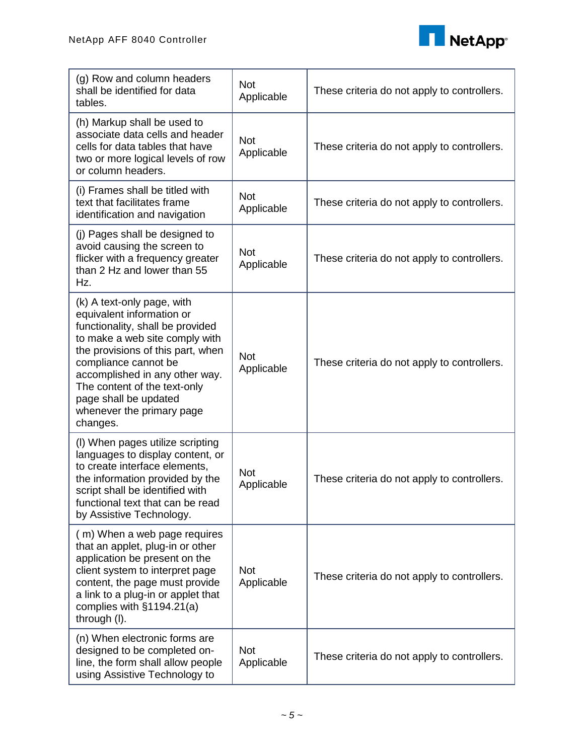| | | |
|---|---|---|
| (g) Row and column headers shall be identified for data tables. | Not Applicable | These criteria do not apply to controllers. |
| (h) Markup shall be used to associate data cells and header cells for data tables that have two or more logical levels of row or column headers. | Not Applicable | These criteria do not apply to controllers. |
| (i) Frames shall be titled with text that facilitates frame identification and navigation | Not Applicable | These criteria do not apply to controllers. |
| (j) Pages shall be designed to avoid causing the screen to flicker with a frequency greater than 2 Hz and lower than 55 Hz. | Not Applicable | These criteria do not apply to controllers. |
| (k) A text-only page, with equivalent information or functionality, shall be provided to make a web site comply with the provisions of this part, when compliance cannot be accomplished in any other way. The content of the text-only page shall be updated whenever the primary page changes. | Not Applicable | These criteria do not apply to controllers. |
| (l) When pages utilize scripting languages to display content, or to create interface elements, the information provided by the script shall be identified with functional text that can be read by Assistive Technology. | Not Applicable | These criteria do not apply to controllers. |
| ( m) When a web page requires that an applet, plug-in or other application be present on the client system to interpret page content, the page must provide a link to a plug-in or applet that complies with §1194.21(a) through (l). | Not Applicable | These criteria do not apply to controllers. |
| (n) When electronic forms are designed to be completed on-line, the form shall allow people using Assistive Technology to | Not Applicable | These criteria do not apply to controllers. |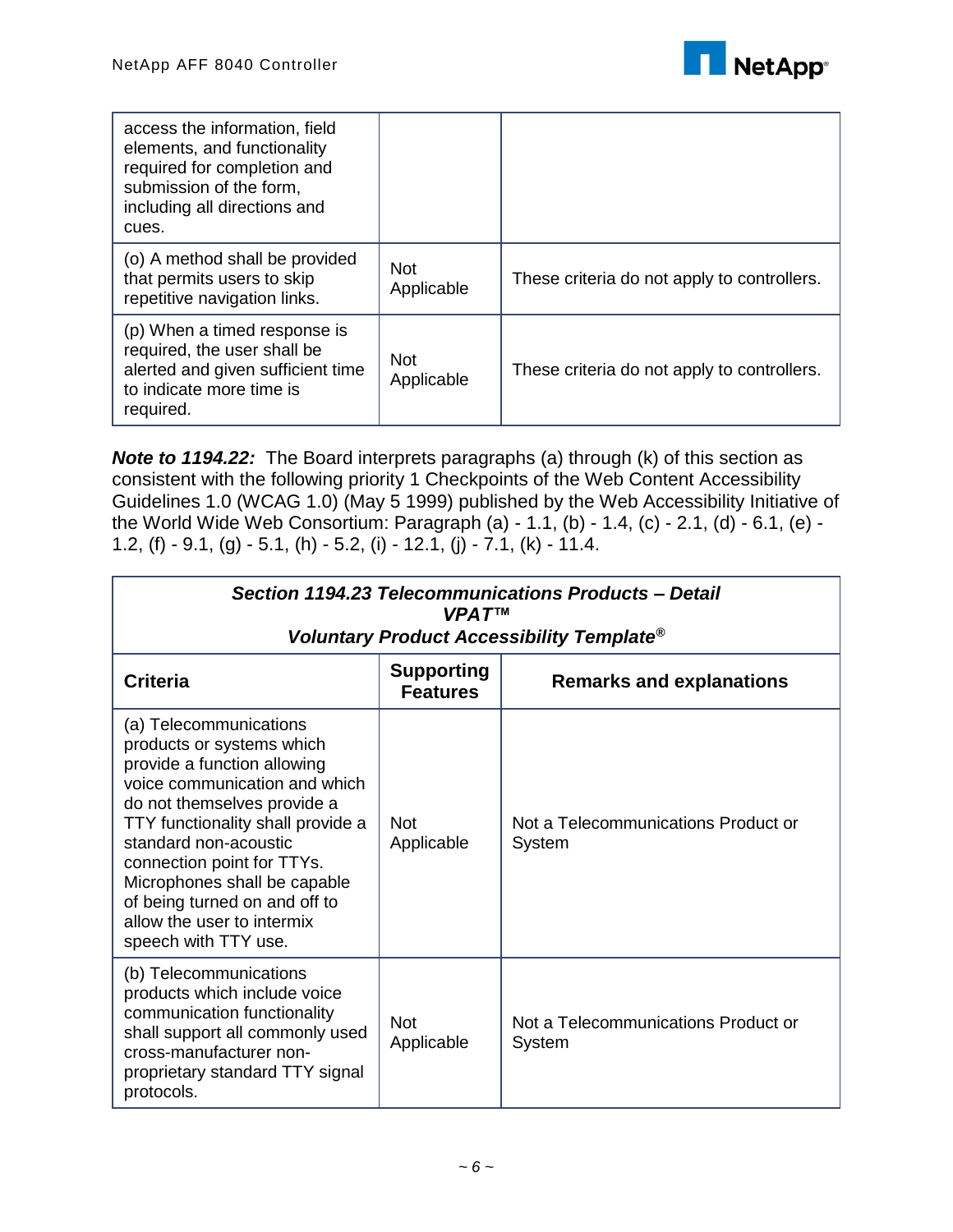| | | |
|---|---|---|
| access the information, field elements, and functionality required for completion and submission of the form, including all directions and cues. | | |
| (o) A method shall be provided that permits users to skip repetitive navigation links. | Not Applicable | These criteria do not apply to controllers. |
| (p) When a timed response is required, the user shall be alerted and given sufficient time to indicate more time is required. | Not Applicable | These criteria do not apply to controllers. |

***Note to 1194.22:*** The Board interprets paragraphs (a) through (k) of this section as consistent with the following priority 1 Checkpoints of the Web Content Accessibility Guidelines 1.0 (WCAG 1.0) (May 5 1999) published by the Web Accessibility Initiative of the World Wide Web Consortium: Paragraph (a) - 1.1, (b) - 1.4, (c) - 2.1, (d) - 6.1, (e) - 1.2, (f) - 9.1, (g) - 5.1, (h) - 5.2, (i) - 12.1, (j) - 7.1, (k) - 11.4.

| ***Section 1194.23 Telecommunications Products – Detail VPAT™ Voluntary Product Accessibility Template®*** | | |
|---|---|---|
| **Criteria** | **Supporting Features** | **Remarks and explanations** |
| (a) Telecommunications products or systems which provide a function allowing voice communication and which do not themselves provide a TTY functionality shall provide a standard non-acoustic connection point for TTYs. Microphones shall be capable of being turned on and off to allow the user to intermix speech with TTY use. | Not Applicable | Not a Telecommunications Product or System |
| (b) Telecommunications products which include voice communication functionality shall support all commonly used cross-manufacturer non-proprietary standard TTY signal protocols. | Not Applicable | Not a Telecommunications Product or System |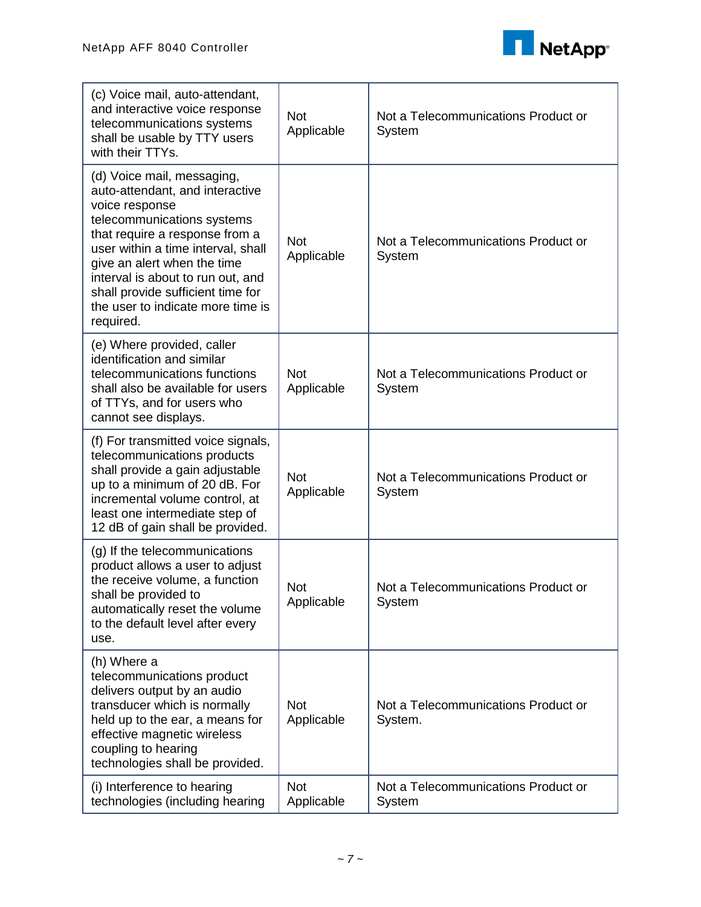| | | |
|---|---|---|
| (c) Voice mail, auto-attendant, and interactive voice response telecommunications systems shall be usable by TTY users with their TTYs. | Not Applicable | Not a Telecommunications Product or System |
| (d) Voice mail, messaging, auto-attendant, and interactive voice response telecommunications systems that require a response from a user within a time interval, shall give an alert when the time interval is about to run out, and shall provide sufficient time for the user to indicate more time is required. | Not Applicable | Not a Telecommunications Product or System |
| (e) Where provided, caller identification and similar telecommunications functions shall also be available for users of TTYs, and for users who cannot see displays. | Not Applicable | Not a Telecommunications Product or System |
| (f) For transmitted voice signals, telecommunications products shall provide a gain adjustable up to a minimum of 20 dB. For incremental volume control, at least one intermediate step of 12 dB of gain shall be provided. | Not Applicable | Not a Telecommunications Product or System |
| (g) If the telecommunications product allows a user to adjust the receive volume, a function shall be provided to automatically reset the volume to the default level after every use. | Not Applicable | Not a Telecommunications Product or System |
| (h) Where a telecommunications product delivers output by an audio transducer which is normally held up to the ear, a means for effective magnetic wireless coupling to hearing technologies shall be provided. | Not Applicable | Not a Telecommunications Product or System. |
| (i) Interference to hearing technologies (including hearing | Not Applicable | Not a Telecommunications Product or System |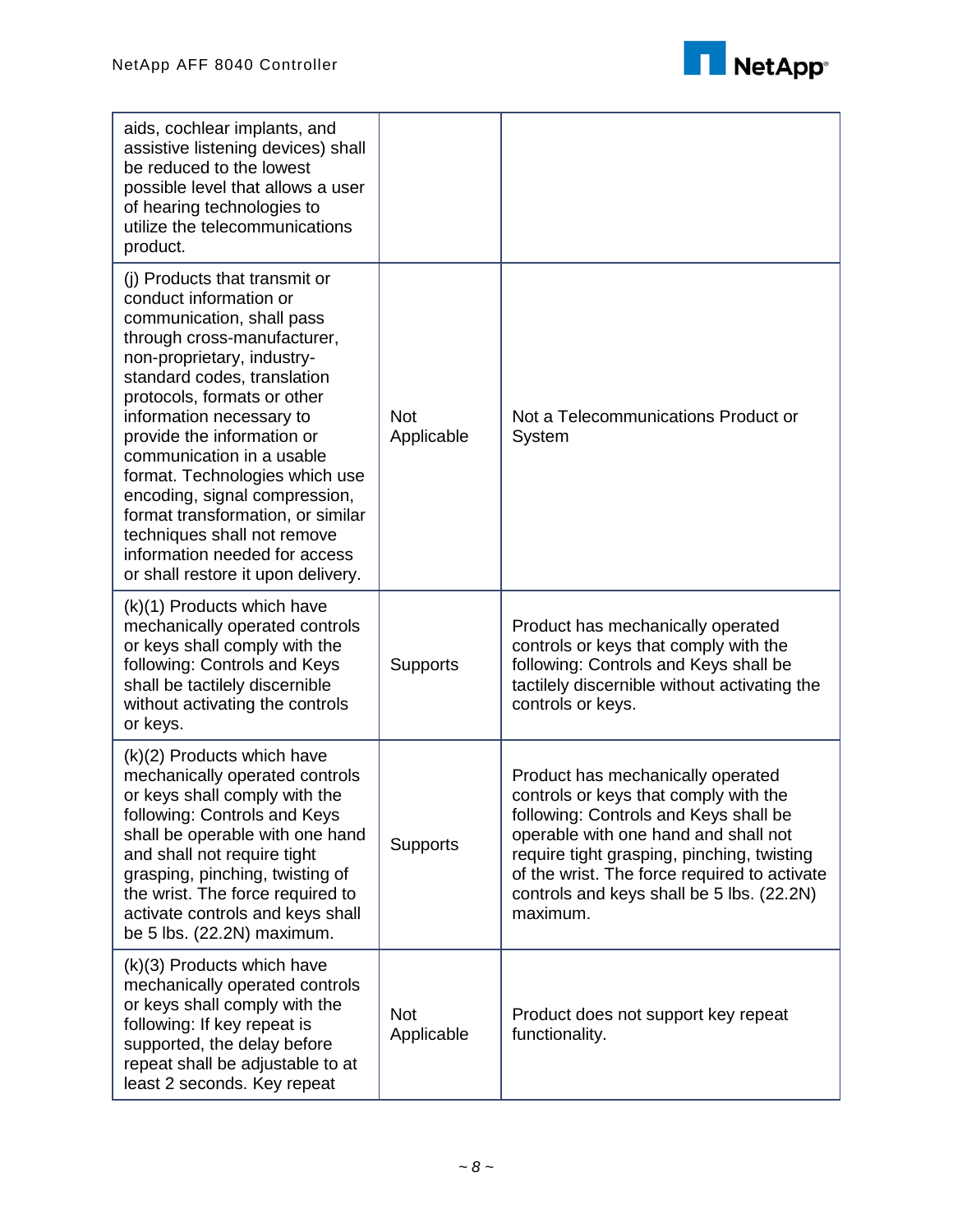| | | |
|---|---|---|
| aids, cochlear implants, and assistive listening devices) shall be reduced to the lowest possible level that allows a user of hearing technologies to utilize the telecommunications product. | | |
| (j) Products that transmit or conduct information or communication, shall pass through cross-manufacturer, non-proprietary, industry-standard codes, translation protocols, formats or other information necessary to provide the information or communication in a usable format. Technologies which use encoding, signal compression, format transformation, or similar techniques shall not remove information needed for access or shall restore it upon delivery. | Not Applicable | Not a Telecommunications Product or System |
| (k)(1) Products which have mechanically operated controls or keys shall comply with the following: Controls and Keys shall be tactilely discernible without activating the controls or keys. | Supports | Product has mechanically operated controls or keys that comply with the following: Controls and Keys shall be tactilely discernible without activating the controls or keys. |
| (k)(2) Products which have mechanically operated controls or keys shall comply with the following: Controls and Keys shall be operable with one hand and shall not require tight grasping, pinching, twisting of the wrist. The force required to activate controls and keys shall be 5 lbs. (22.2N) maximum. | Supports | Product has mechanically operated controls or keys that comply with the following: Controls and Keys shall be operable with one hand and shall not require tight grasping, pinching, twisting of the wrist. The force required to activate controls and keys shall be 5 lbs. (22.2N) maximum. |
| (k)(3) Products which have mechanically operated controls or keys shall comply with the following: If key repeat is supported, the delay before repeat shall be adjustable to at least 2 seconds. Key repeat | Not Applicable | Product does not support key repeat functionality. |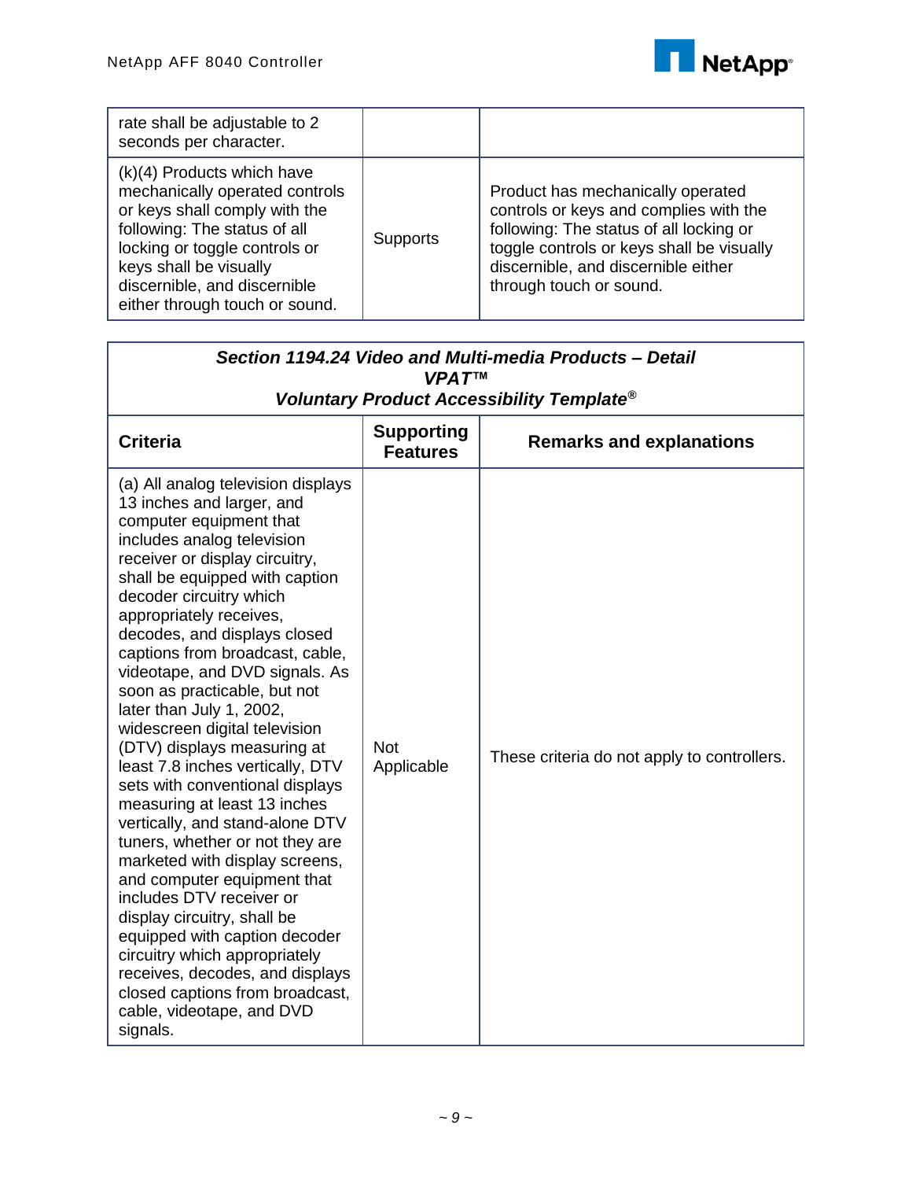| | | |
|---|---|---|
| rate shall be adjustable to 2 seconds per character. | | |
| (k)(4) Products which have mechanically operated controls or keys shall comply with the following: The status of all locking or toggle controls or keys shall be visually discernible, and discernible either through touch or sound. | Supports | Product has mechanically operated controls or keys and complies with the following: The status of all locking or toggle controls or keys shall be visually discernible, and discernible either through touch or sound. |

| ***Section 1194.24 Video and Multi-media Products – Detail VPAT™ Voluntary Product Accessibility Template®*** | | |
|---|---|---|
| **Criteria** | **Supporting Features** | **Remarks and explanations** |
| (a) All analog television displays 13 inches and larger, and computer equipment that includes analog television receiver or display circuitry, shall be equipped with caption decoder circuitry which appropriately receives, decodes, and displays closed captions from broadcast, cable, videotape, and DVD signals. As soon as practicable, but not later than July 1, 2002, widescreen digital television (DTV) displays measuring at least 7.8 inches vertically, DTV sets with conventional displays measuring at least 13 inches vertically, and stand-alone DTV tuners, whether or not they are marketed with display screens, and computer equipment that includes DTV receiver or display circuitry, shall be equipped with caption decoder circuitry which appropriately receives, decodes, and displays closed captions from broadcast, cable, videotape, and DVD signals. | Not Applicable | These criteria do not apply to controllers. |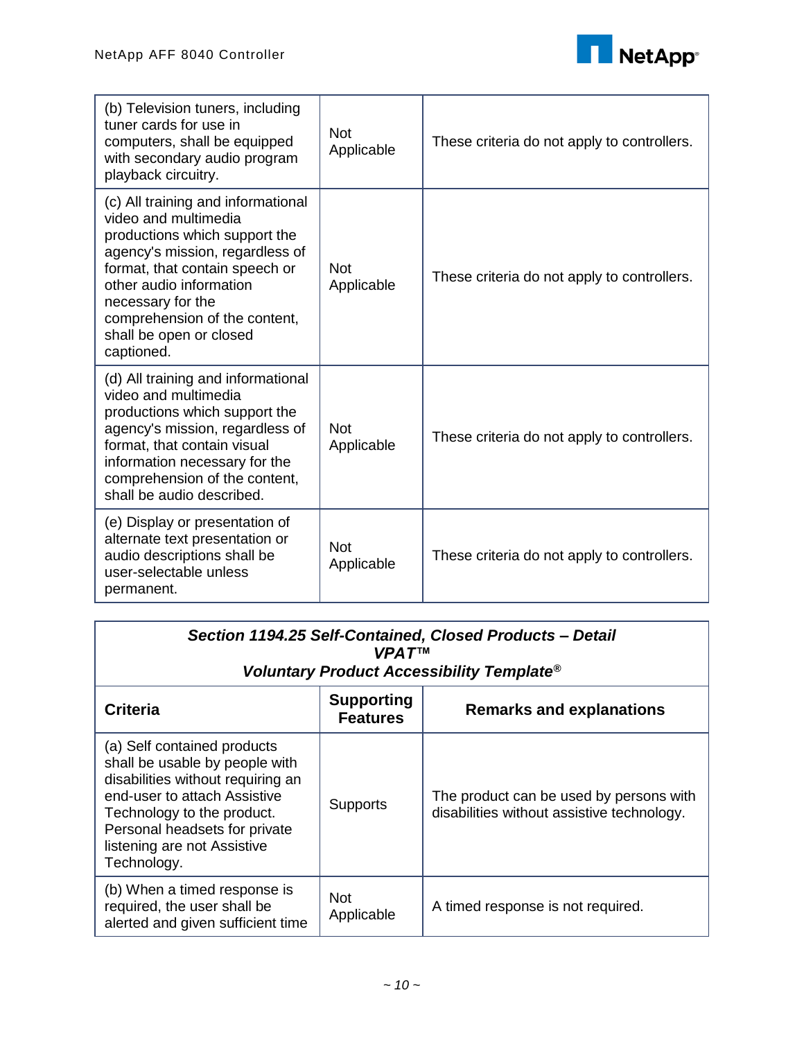| | | |
|---|---|---|
| (b) Television tuners, including tuner cards for use in computers, shall be equipped with secondary audio program playback circuitry. | Not Applicable | These criteria do not apply to controllers. |
| (c) All training and informational video and multimedia productions which support the agency's mission, regardless of format, that contain speech or other audio information necessary for the comprehension of the content, shall be open or closed captioned. | Not Applicable | These criteria do not apply to controllers. |
| (d) All training and informational video and multimedia productions which support the agency's mission, regardless of format, that contain visual information necessary for the comprehension of the content, shall be audio described. | Not Applicable | These criteria do not apply to controllers. |
| (e) Display or presentation of alternate text presentation or audio descriptions shall be user-selectable unless permanent. | Not Applicable | These criteria do not apply to controllers. |

***Section 1194.25 Self-Contained, Closed Products – Detail VPAT™ Voluntary Product Accessibility Template®***

| Criteria | Supporting Features | Remarks and explanations |
|---|---|---|
| (a) Self contained products shall be usable by people with disabilities without requiring an end-user to attach Assistive Technology to the product. Personal headsets for private listening are not Assistive Technology. | Supports | The product can be used by persons with disabilities without assistive technology. |
| (b) When a timed response is required, the user shall be alerted and given sufficient time | Not Applicable | A timed response is not required. |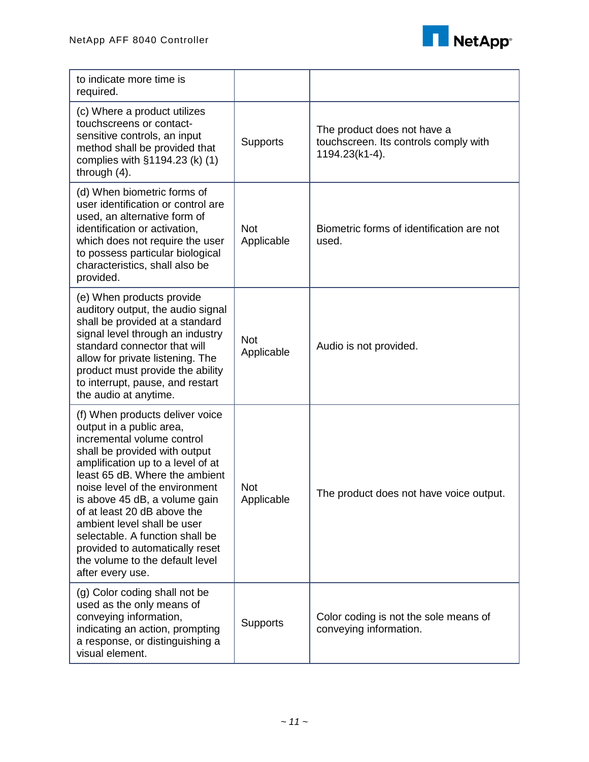| | | |
|---|---|---|
| to indicate more time is required. | | |
| (c) Where a product utilizes touchscreens or contact-sensitive controls, an input method shall be provided that complies with §1194.23 (k) (1) through (4). | Supports | The product does not have a touchscreen. Its controls comply with 1194.23(k1-4). |
| (d) When biometric forms of user identification or control are used, an alternative form of identification or activation, which does not require the user to possess particular biological characteristics, shall also be provided. | Not Applicable | Biometric forms of identification are not used. |
| (e) When products provide auditory output, the audio signal shall be provided at a standard signal level through an industry standard connector that will allow for private listening. The product must provide the ability to interrupt, pause, and restart the audio at anytime. | Not Applicable | Audio is not provided. |
| (f) When products deliver voice output in a public area, incremental volume control shall be provided with output amplification up to a level of at least 65 dB. Where the ambient noise level of the environment is above 45 dB, a volume gain of at least 20 dB above the ambient level shall be user selectable. A function shall be provided to automatically reset the volume to the default level after every use. | Not Applicable | The product does not have voice output. |
| (g) Color coding shall not be used as the only means of conveying information, indicating an action, prompting a response, or distinguishing a visual element. | Supports | Color coding is not the sole means of conveying information. |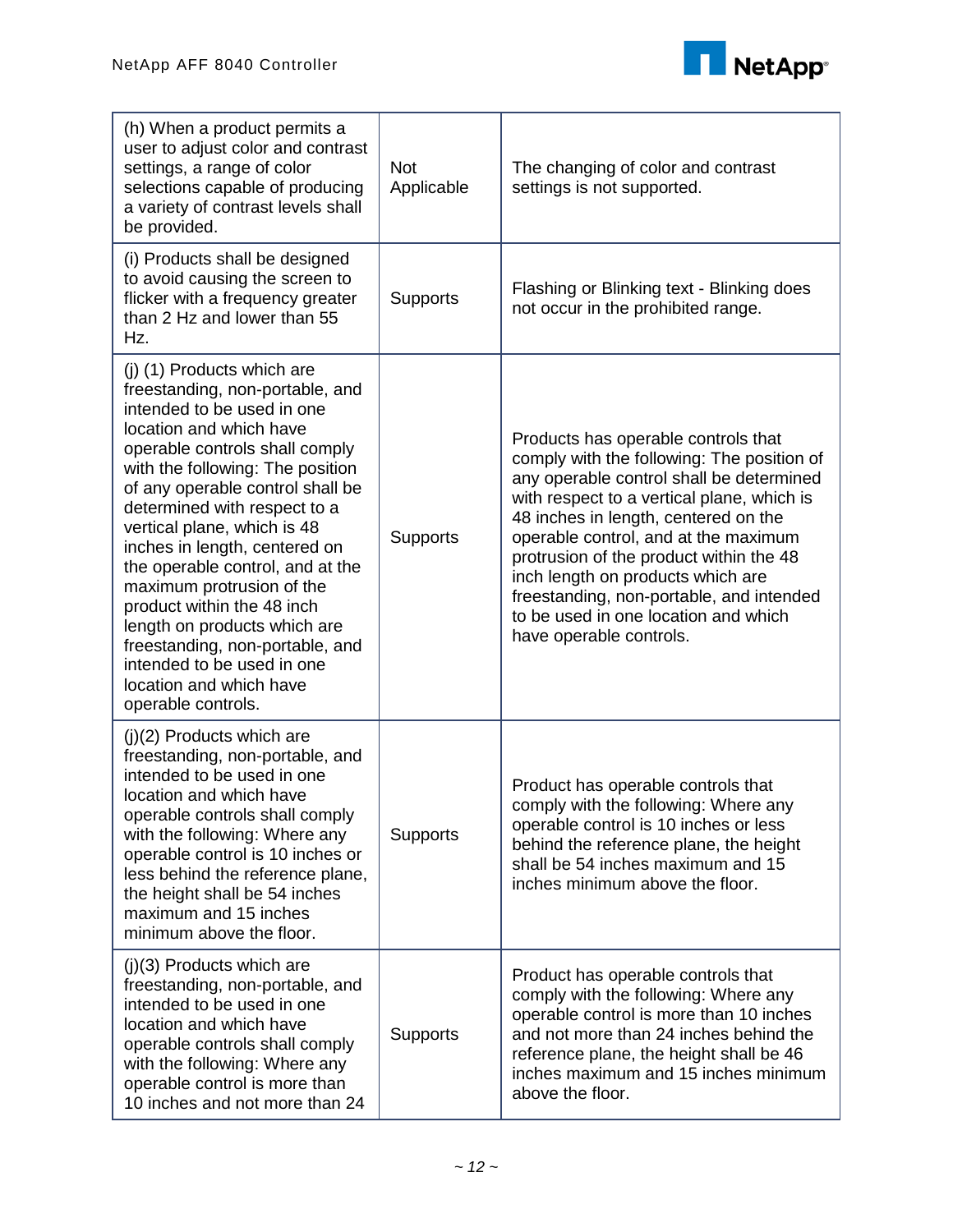| | | |
|---|---|---|
| (h) When a product permits a user to adjust color and contrast settings, a range of color selections capable of producing a variety of contrast levels shall be provided. | Not Applicable | The changing of color and contrast settings is not supported. |
| (i) Products shall be designed to avoid causing the screen to flicker with a frequency greater than 2 Hz and lower than 55 Hz. | Supports | Flashing or Blinking text - Blinking does not occur in the prohibited range. |
| (j) (1) Products which are freestanding, non-portable, and intended to be used in one location and which have operable controls shall comply with the following: The position of any operable control shall be determined with respect to a vertical plane, which is 48 inches in length, centered on the operable control, and at the maximum protrusion of the product within the 48 inch length on products which are freestanding, non-portable, and intended to be used in one location and which have operable controls. | Supports | Products has operable controls that comply with the following: The position of any operable control shall be determined with respect to a vertical plane, which is 48 inches in length, centered on the operable control, and at the maximum protrusion of the product within the 48 inch length on products which are freestanding, non-portable, and intended to be used in one location and which have operable controls. |
| (j)(2) Products which are freestanding, non-portable, and intended to be used in one location and which have operable controls shall comply with the following: Where any operable control is 10 inches or less behind the reference plane, the height shall be 54 inches maximum and 15 inches minimum above the floor. | Supports | Product has operable controls that comply with the following: Where any operable control is 10 inches or less behind the reference plane, the height shall be 54 inches maximum and 15 inches minimum above the floor. |
| (j)(3) Products which are freestanding, non-portable, and intended to be used in one location and which have operable controls shall comply with the following: Where any operable control is more than 10 inches and not more than 24 | Supports | Product has operable controls that comply with the following: Where any operable control is more than 10 inches and not more than 24 inches behind the reference plane, the height shall be 46 inches maximum and 15 inches minimum above the floor. |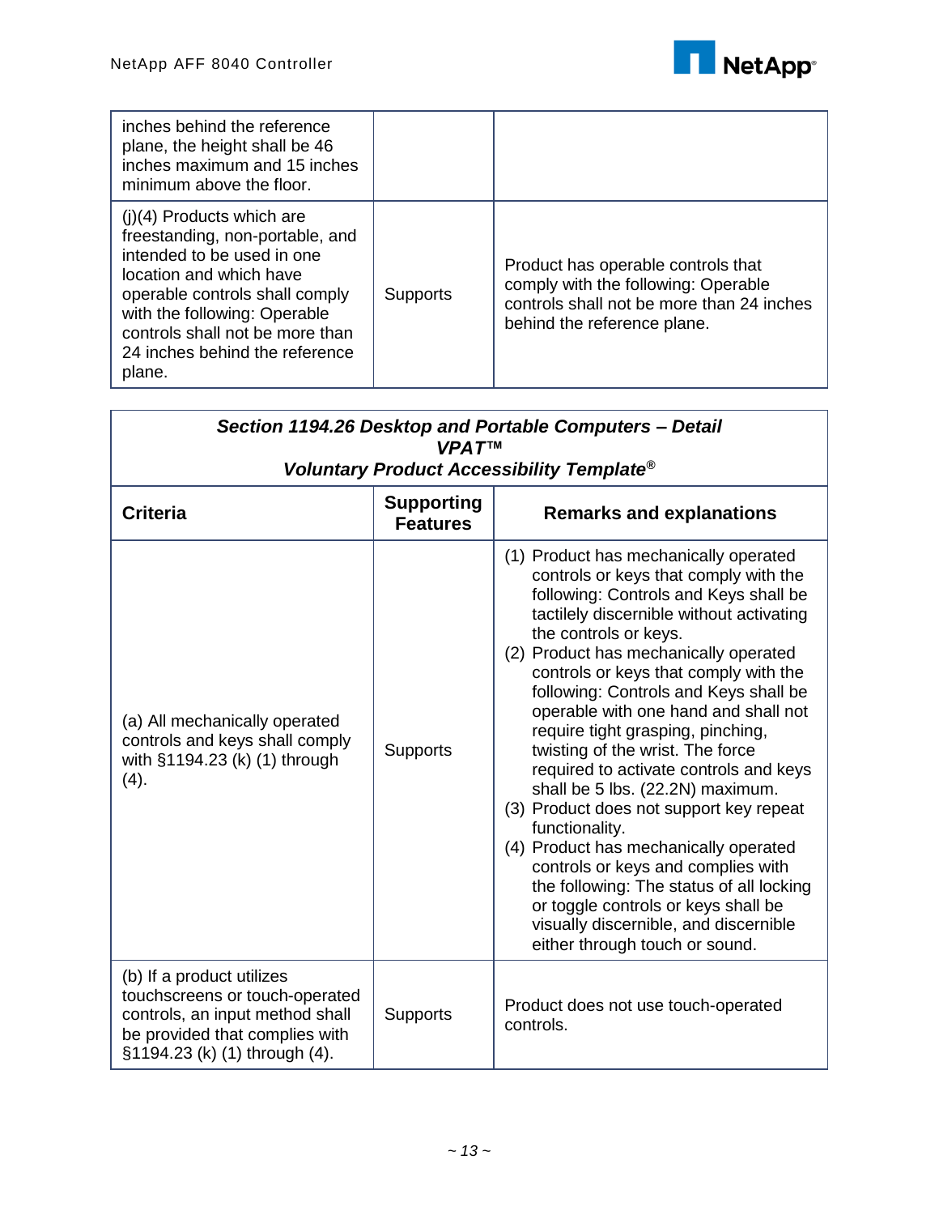| | | |
|---|---|---|
| inches behind the reference plane, the height shall be 46 inches maximum and 15 inches minimum above the floor. | | |
| (j)(4) Products which are freestanding, non-portable, and intended to be used in one location and which have operable controls shall comply with the following: Operable controls shall not be more than 24 inches behind the reference plane. | Supports | Product has operable controls that comply with the following: Operable controls shall not be more than 24 inches behind the reference plane. |

| ***Section 1194.26 Desktop and Portable Computers – Detail VPAT™ Voluntary Product Accessibility Template®*** | | |
|---|---|---|
| **Criteria** | **Supporting Features** | **Remarks and explanations** |
| (a) All mechanically operated controls and keys shall comply with §1194.23 (k) (1) through (4). | Supports | (1) Product has mechanically operated controls or keys that comply with the following: Controls and Keys shall be tactilely discernible without activating the controls or keys. (2) Product has mechanically operated controls or keys that comply with the following: Controls and Keys shall be operable with one hand and shall not require tight grasping, pinching, twisting of the wrist. The force required to activate controls and keys shall be 5 lbs. (22.2N) maximum. (3) Product does not support key repeat functionality. (4) Product has mechanically operated controls or keys and complies with the following: The status of all locking or toggle controls or keys shall be visually discernible, and discernible either through touch or sound. |
| (b) If a product utilizes touchscreens or touch-operated controls, an input method shall be provided that complies with §1194.23 (k) (1) through (4). | Supports | Product does not use touch-operated controls. |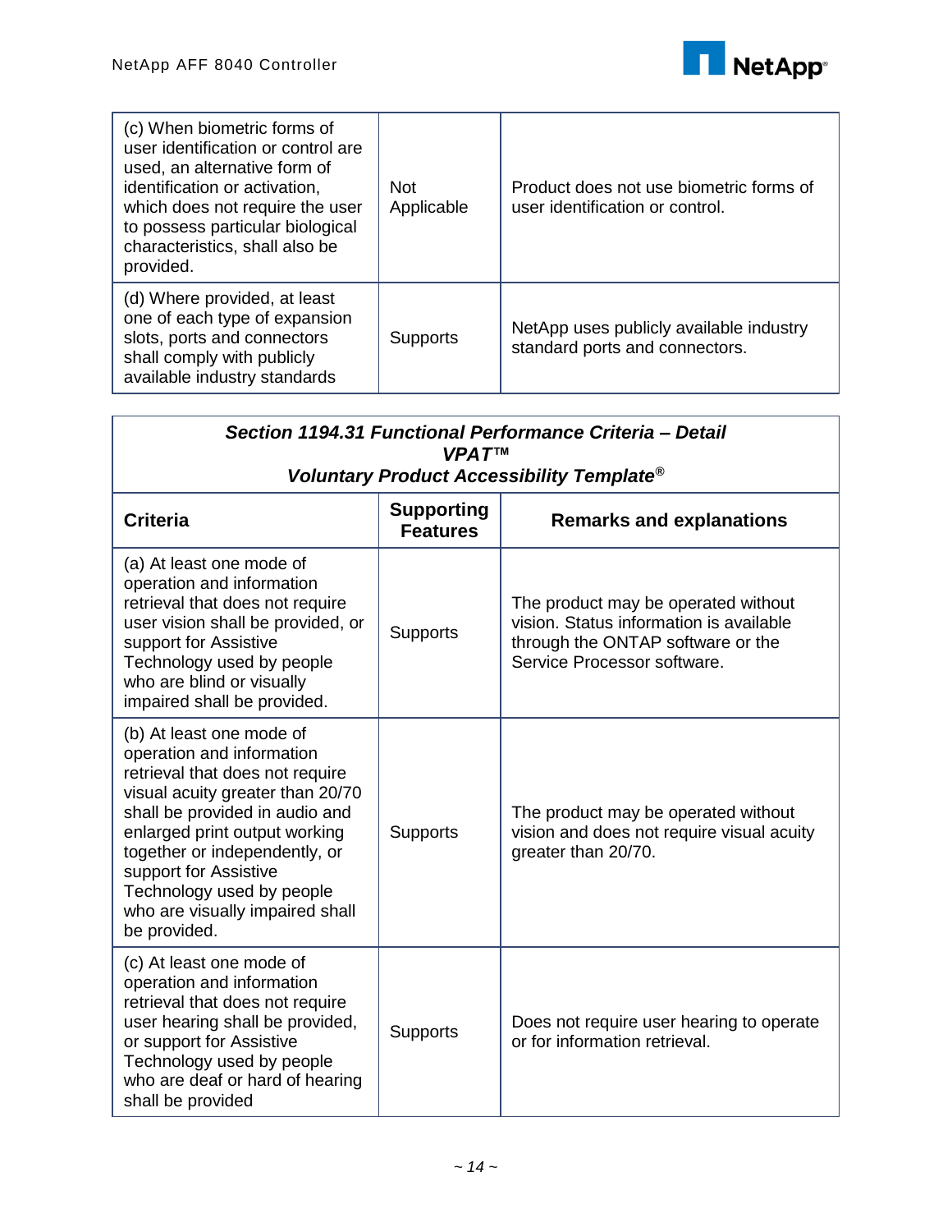| (c) When biometric forms of user identification or control are used, an alternative form of identification or activation, which does not require the user to possess particular biological characteristics, shall also be provided. | Not Applicable | Product does not use biometric forms of user identification or control. |
|---|---|---|
| (d) Where provided, at least one of each type of expansion slots, ports and connectors shall comply with publicly available industry standards | Supports | NetApp uses publicly available industry standard ports and connectors. |

| ***Section 1194.31 Functional Performance Criteria – Detail VPAT™ Voluntary Product Accessibility Template®*** | | |
|---|---|---|
| **Criteria** | **Supporting Features** | **Remarks and explanations** |
| (a) At least one mode of operation and information retrieval that does not require user vision shall be provided, or support for Assistive Technology used by people who are blind or visually impaired shall be provided. | Supports | The product may be operated without vision. Status information is available through the ONTAP software or the Service Processor software. |
| (b) At least one mode of operation and information retrieval that does not require visual acuity greater than 20/70 shall be provided in audio and enlarged print output working together or independently, or support for Assistive Technology used by people who are visually impaired shall be provided. | Supports | The product may be operated without vision and does not require visual acuity greater than 20/70. |
| (c) At least one mode of operation and information retrieval that does not require user hearing shall be provided, or support for Assistive Technology used by people who are deaf or hard of hearing shall be provided | Supports | Does not require user hearing to operate or for information retrieval. |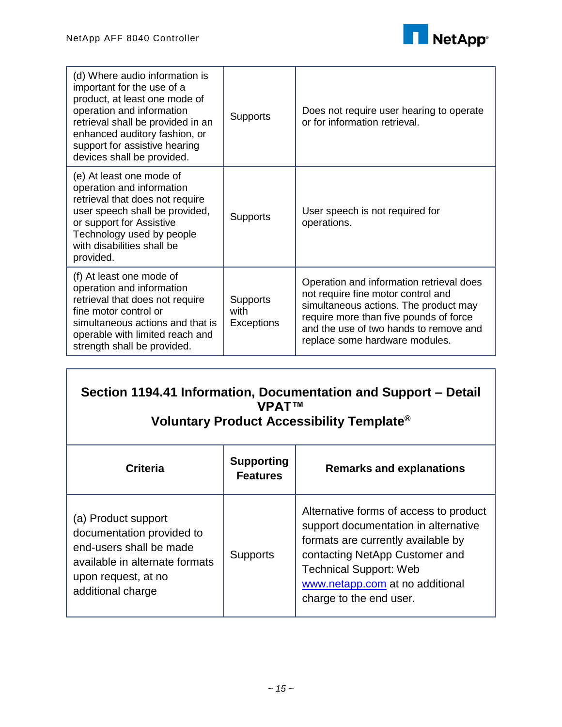| | | |
|---|---|---|
| (d) Where audio information is important for the use of a product, at least one mode of operation and information retrieval shall be provided in an enhanced auditory fashion, or support for assistive hearing devices shall be provided. | Supports | Does not require user hearing to operate or for information retrieval. |
| (e) At least one mode of operation and information retrieval that does not require user speech shall be provided, or support for Assistive Technology used by people with disabilities shall be provided. | Supports | User speech is not required for operations. |
| (f) At least one mode of operation and information retrieval that does not require fine motor control or simultaneous actions and that is operable with limited reach and strength shall be provided. | Supports with Exceptions | Operation and information retrieval does not require fine motor control and simultaneous actions. The product may require more than five pounds of force and the use of two hands to remove and replace some hardware modules. |

## Section 1194.41 Information, Documentation and Support – Detail VPAT™ Voluntary Product Accessibility Template®

| Criteria | Supporting Features | Remarks and explanations |
|---|---|---|
| (a) Product support documentation provided to end-users shall be made available in alternate formats upon request, at no additional charge | Supports | Alternative forms of access to product support documentation in alternative formats are currently available by contacting NetApp Customer and Technical Support: Web www.netapp.com at no additional charge to the end user. |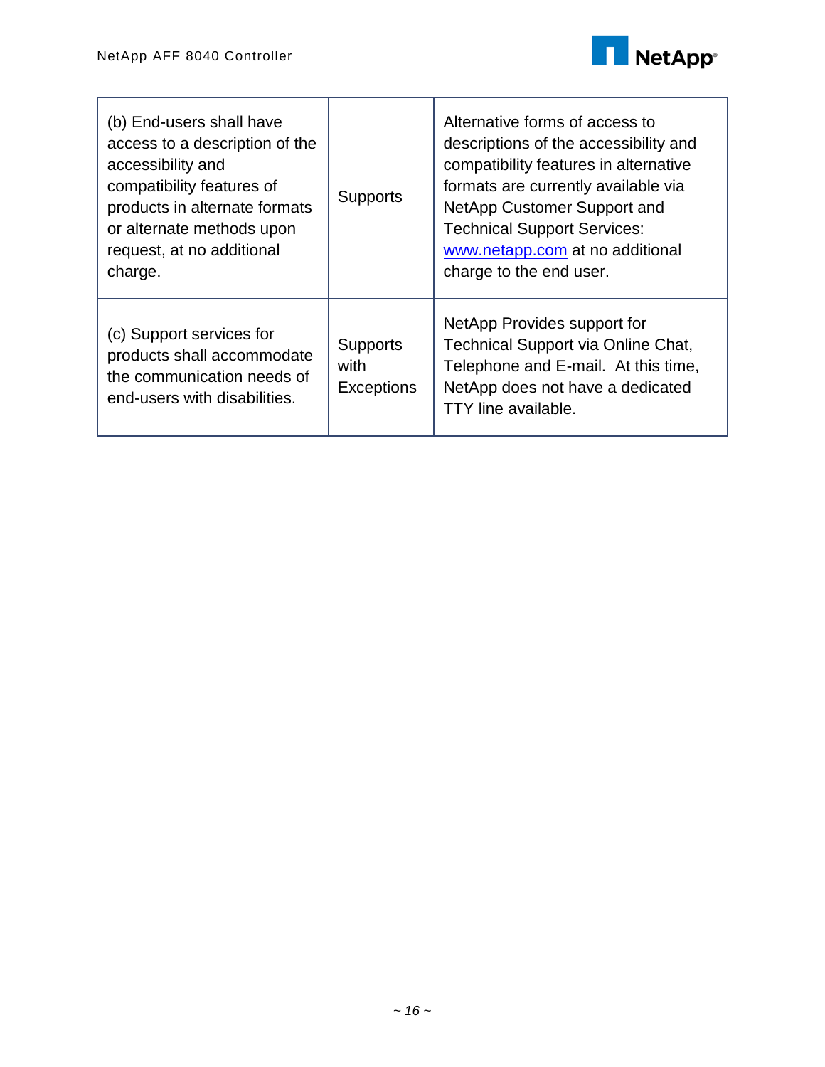| | | |
|---|---|---|
| (b) End-users shall have access to a description of the accessibility and compatibility features of products in alternate formats or alternate methods upon request, at no additional charge. | Supports | Alternative forms of access to descriptions of the accessibility and compatibility features in alternative formats are currently available via NetApp Customer Support and Technical Support Services: [www.netapp.com](http://www.netapp.com) at no additional charge to the end user. |
| (c) Support services for products shall accommodate the communication needs of end-users with disabilities. | Supports with Exceptions | NetApp Provides support for Technical Support via Online Chat, Telephone and E-mail. At this time, NetApp does not have a dedicated TTY line available. |